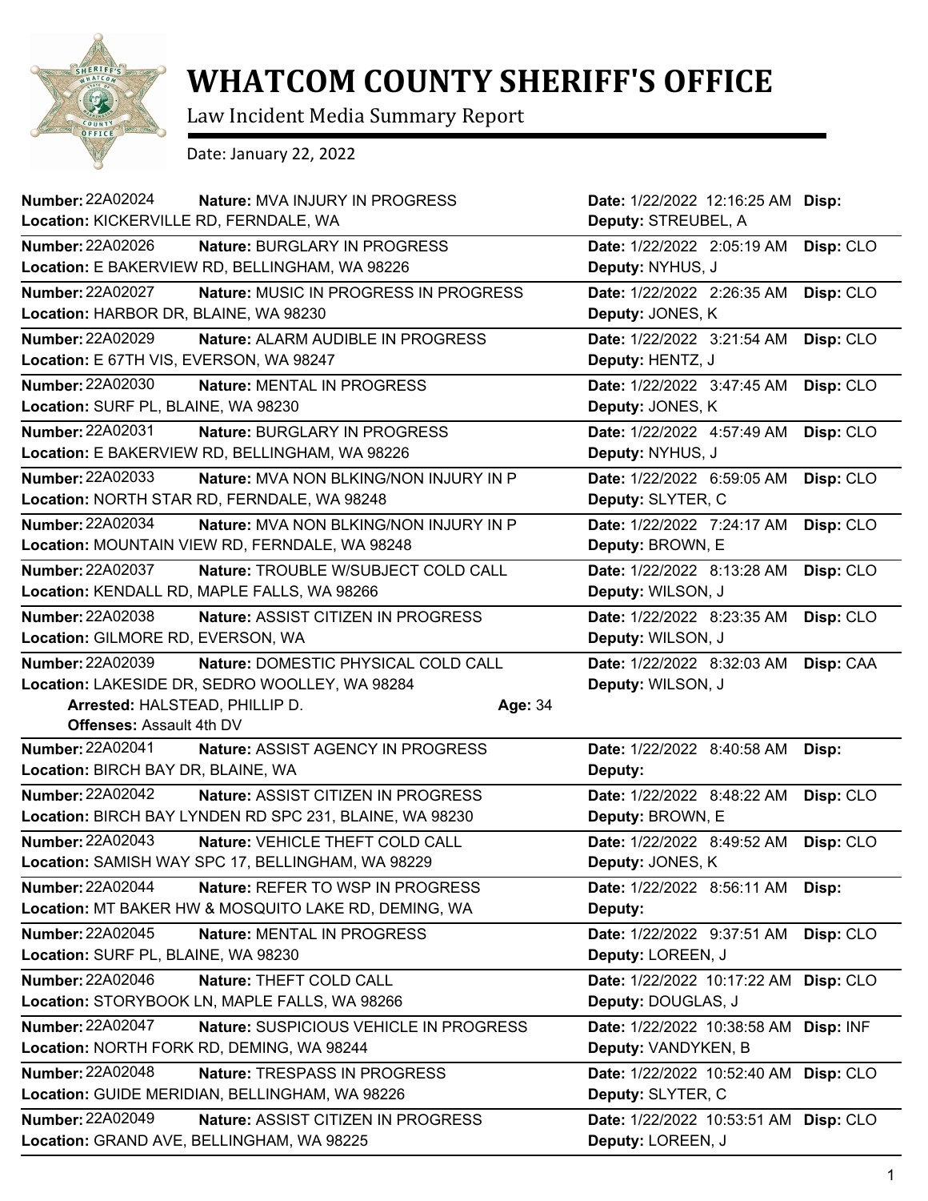# WHATCOM COUNTY SHERIFF'S OFFICE

Law Incident Media Summary Report

Date: January 22, 2022

---

**Number:** 22A02024 **Nature:** MVA INJURY IN PROGRESS **Date:** 1/22/2022 12:16:25 AM **Disp:**
**Location:** KICKERVILLE RD, FERNDALE, WA **Deputy:** STREUBEL, A

---

**Number:** 22A02026 **Nature:** BURGLARY IN PROGRESS **Date:** 1/22/2022 2:05:19 AM **Disp:** CLO
**Location:** E BAKERVIEW RD, BELLINGHAM, WA 98226 **Deputy:** NYHUS, J

---

**Number:** 22A02027 **Nature:** MUSIC IN PROGRESS IN PROGRESS **Date:** 1/22/2022 2:26:35 AM **Disp:** CLO
**Location:** HARBOR DR, BLAINE, WA 98230 **Deputy:** JONES, K

---

**Number:** 22A02029 **Nature:** ALARM AUDIBLE IN PROGRESS **Date:** 1/22/2022 3:21:54 AM **Disp:** CLO
**Location:** E 67TH VIS, EVERSON, WA 98247 **Deputy:** HENTZ, J

---

**Number:** 22A02030 **Nature:** MENTAL IN PROGRESS **Date:** 1/22/2022 3:47:45 AM **Disp:** CLO
**Location:** SURF PL, BLAINE, WA 98230 **Deputy:** JONES, K

---

**Number:** 22A02031 **Nature:** BURGLARY IN PROGRESS **Date:** 1/22/2022 4:57:49 AM **Disp:** CLO
**Location:** E BAKERVIEW RD, BELLINGHAM, WA 98226 **Deputy:** NYHUS, J

---

**Number:** 22A02033 **Nature:** MVA NON BLKING/NON INJURY IN P **Date:** 1/22/2022 6:59:05 AM **Disp:** CLO
**Location:** NORTH STAR RD, FERNDALE, WA 98248 **Deputy:** SLYTER, C

---

**Number:** 22A02034 **Nature:** MVA NON BLKING/NON INJURY IN P **Date:** 1/22/2022 7:24:17 AM **Disp:** CLO
**Location:** MOUNTAIN VIEW RD, FERNDALE, WA 98248 **Deputy:** BROWN, E

---

**Number:** 22A02037 **Nature:** TROUBLE W/SUBJECT COLD CALL **Date:** 1/22/2022 8:13:28 AM **Disp:** CLO
**Location:** KENDALL RD, MAPLE FALLS, WA 98266 **Deputy:** WILSON, J

---

**Number:** 22A02038 **Nature:** ASSIST CITIZEN IN PROGRESS **Date:** 1/22/2022 8:23:35 AM **Disp:** CLO
**Location:** GILMORE RD, EVERSON, WA **Deputy:** WILSON, J

---

**Number:** 22A02039 **Nature:** DOMESTIC PHYSICAL COLD CALL **Date:** 1/22/2022 8:32:03 AM **Disp:** CAA
**Location:** LAKESIDE DR, SEDRO WOOLLEY, WA 98284 **Deputy:** WILSON, J
**Arrested:** HALSTEAD, PHILLIP D. **Age:** 34
**Offenses:** Assault 4th DV

---

**Number:** 22A02041 **Nature:** ASSIST AGENCY IN PROGRESS **Date:** 1/22/2022 8:40:58 AM **Disp:**
**Location:** BIRCH BAY DR, BLAINE, WA **Deputy:**

---

**Number:** 22A02042 **Nature:** ASSIST CITIZEN IN PROGRESS **Date:** 1/22/2022 8:48:22 AM **Disp:** CLO
**Location:** BIRCH BAY LYNDEN RD SPC 231, BLAINE, WA 98230 **Deputy:** BROWN, E

---

**Number:** 22A02043 **Nature:** VEHICLE THEFT COLD CALL **Date:** 1/22/2022 8:49:52 AM **Disp:** CLO
**Location:** SAMISH WAY SPC 17, BELLINGHAM, WA 98229 **Deputy:** JONES, K

---

**Number:** 22A02044 **Nature:** REFER TO WSP IN PROGRESS **Date:** 1/22/2022 8:56:11 AM **Disp:**
**Location:** MT BAKER HW & MOSQUITO LAKE RD, DEMING, WA **Deputy:**

---

**Number:** 22A02045 **Nature:** MENTAL IN PROGRESS **Date:** 1/22/2022 9:37:51 AM **Disp:** CLO
**Location:** SURF PL, BLAINE, WA 98230 **Deputy:** LOREEN, J

---

**Number:** 22A02046 **Nature:** THEFT COLD CALL **Date:** 1/22/2022 10:17:22 AM **Disp:** CLO
**Location:** STORYBOOK LN, MAPLE FALLS, WA 98266 **Deputy:** DOUGLAS, J

---

**Number:** 22A02047 **Nature:** SUSPICIOUS VEHICLE IN PROGRESS **Date:** 1/22/2022 10:38:58 AM **Disp:** INF
**Location:** NORTH FORK RD, DEMING, WA 98244 **Deputy:** VANDYKEN, B

---

**Number:** 22A02048 **Nature:** TRESPASS IN PROGRESS **Date:** 1/22/2022 10:52:40 AM **Disp:** CLO
**Location:** GUIDE MERIDIAN, BELLINGHAM, WA 98226 **Deputy:** SLYTER, C

---

**Number:** 22A02049 **Nature:** ASSIST CITIZEN IN PROGRESS **Date:** 1/22/2022 10:53:51 AM **Disp:** CLO
**Location:** GRAND AVE, BELLINGHAM, WA 98225 **Deputy:** LOREEN, J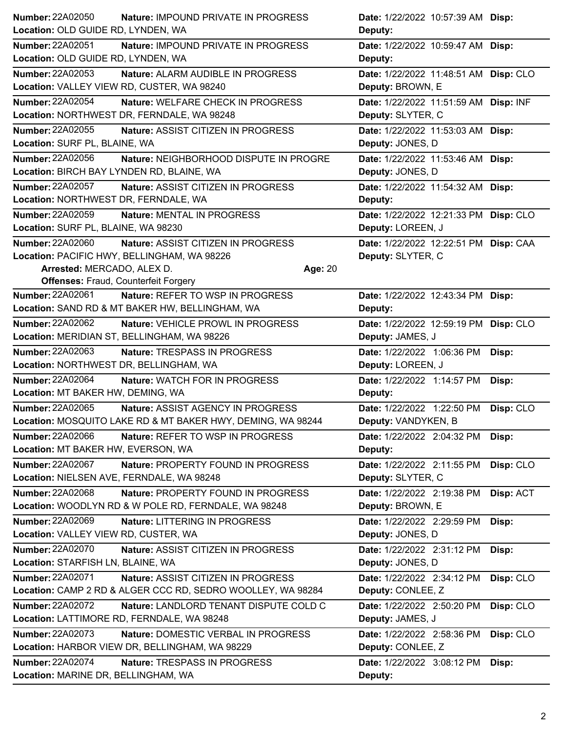**Number:** 22A02050 **Nature:** IMPOUND PRIVATE IN PROGRESS **Date:** 1/22/2022 10:57:39 AM **Disp:**
**Location:** OLD GUIDE RD, LYNDEN, WA **Deputy:**

---

**Number:** 22A02051 **Nature:** IMPOUND PRIVATE IN PROGRESS **Date:** 1/22/2022 10:59:47 AM **Disp:**
**Location:** OLD GUIDE RD, LYNDEN, WA **Deputy:**

---

**Number:** 22A02053 **Nature:** ALARM AUDIBLE IN PROGRESS **Date:** 1/22/2022 11:48:51 AM **Disp:** CLO
**Location:** VALLEY VIEW RD, CUSTER, WA 98240 **Deputy:** BROWN, E

---

**Number:** 22A02054 **Nature:** WELFARE CHECK IN PROGRESS **Date:** 1/22/2022 11:51:59 AM **Disp:** INF
**Location:** NORTHWEST DR, FERNDALE, WA 98248 **Deputy:** SLYTER, C

---

**Number:** 22A02055 **Nature:** ASSIST CITIZEN IN PROGRESS **Date:** 1/22/2022 11:53:03 AM **Disp:**
**Location:** SURF PL, BLAINE, WA **Deputy:** JONES, D

---

**Number:** 22A02056 **Nature:** NEIGHBORHOOD DISPUTE IN PROGRE **Date:** 1/22/2022 11:53:46 AM **Disp:**
**Location:** BIRCH BAY LYNDEN RD, BLAINE, WA **Deputy:** JONES, D

---

**Number:** 22A02057 **Nature:** ASSIST CITIZEN IN PROGRESS **Date:** 1/22/2022 11:54:32 AM **Disp:**
**Location:** NORTHWEST DR, FERNDALE, WA **Deputy:**

---

**Number:** 22A02059 **Nature:** MENTAL IN PROGRESS **Date:** 1/22/2022 12:21:33 PM **Disp:** CLO
**Location:** SURF PL, BLAINE, WA 98230 **Deputy:** LOREEN, J

---

**Number:** 22A02060 **Nature:** ASSIST CITIZEN IN PROGRESS **Date:** 1/22/2022 12:22:51 PM **Disp:** CAA
**Location:** PACIFIC HWY, BELLINGHAM, WA 98226 **Deputy:** SLYTER, C
**Arrested:** MERCADO, ALEX D. **Age:** 20
**Offenses:** Fraud, Counterfeit Forgery

---

**Number:** 22A02061 **Nature:** REFER TO WSP IN PROGRESS **Date:** 1/22/2022 12:43:34 PM **Disp:**
**Location:** SAND RD & MT BAKER HW, BELLINGHAM, WA **Deputy:**

---

**Number:** 22A02062 **Nature:** VEHICLE PROWL IN PROGRESS **Date:** 1/22/2022 12:59:19 PM **Disp:** CLO
**Location:** MERIDIAN ST, BELLINGHAM, WA 98226 **Deputy:** JAMES, J

---

**Number:** 22A02063 **Nature:** TRESPASS IN PROGRESS **Date:** 1/22/2022 1:06:36 PM **Disp:**
**Location:** NORTHWEST DR, BELLINGHAM, WA **Deputy:** LOREEN, J

---

**Number:** 22A02064 **Nature:** WATCH FOR IN PROGRESS **Date:** 1/22/2022 1:14:57 PM **Disp:**
**Location:** MT BAKER HW, DEMING, WA **Deputy:**

---

**Number:** 22A02065 **Nature:** ASSIST AGENCY IN PROGRESS **Date:** 1/22/2022 1:22:50 PM **Disp:** CLO
**Location:** MOSQUITO LAKE RD & MT BAKER HWY, DEMING, WA 98244 **Deputy:** VANDYKEN, B

---

**Number:** 22A02066 **Nature:** REFER TO WSP IN PROGRESS **Date:** 1/22/2022 2:04:32 PM **Disp:**
**Location:** MT BAKER HW, EVERSON, WA **Deputy:**

---

**Number:** 22A02067 **Nature:** PROPERTY FOUND IN PROGRESS **Date:** 1/22/2022 2:11:55 PM **Disp:** CLO
**Location:** NIELSEN AVE, FERNDALE, WA 98248 **Deputy:** SLYTER, C

---

**Number:** 22A02068 **Nature:** PROPERTY FOUND IN PROGRESS **Date:** 1/22/2022 2:19:38 PM **Disp:** ACT
**Location:** WOODLYN RD & W POLE RD, FERNDALE, WA 98248 **Deputy:** BROWN, E

---

**Number:** 22A02069 **Nature:** LITTERING IN PROGRESS **Date:** 1/22/2022 2:29:59 PM **Disp:**
**Location:** VALLEY VIEW RD, CUSTER, WA **Deputy:** JONES, D

---

**Number:** 22A02070 **Nature:** ASSIST CITIZEN IN PROGRESS **Date:** 1/22/2022 2:31:12 PM **Disp:**
**Location:** STARFISH LN, BLAINE, WA **Deputy:** JONES, D

---

**Number:** 22A02071 **Nature:** ASSIST CITIZEN IN PROGRESS **Date:** 1/22/2022 2:34:12 PM **Disp:** CLO
**Location:** CAMP 2 RD & ALGER CCC RD, SEDRO WOOLLEY, WA 98284 **Deputy:** CONLEE, Z

---

**Number:** 22A02072 **Nature:** LANDLORD TENANT DISPUTE COLD C **Date:** 1/22/2022 2:50:20 PM **Disp:** CLO
**Location:** LATTIMORE RD, FERNDALE, WA 98248 **Deputy:** JAMES, J

---

**Number:** 22A02073 **Nature:** DOMESTIC VERBAL IN PROGRESS **Date:** 1/22/2022 2:58:36 PM **Disp:** CLO
**Location:** HARBOR VIEW DR, BELLINGHAM, WA 98229 **Deputy:** CONLEE, Z

---

**Number:** 22A02074 **Nature:** TRESPASS IN PROGRESS **Date:** 1/22/2022 3:08:12 PM **Disp:**
**Location:** MARINE DR, BELLINGHAM, WA **Deputy:**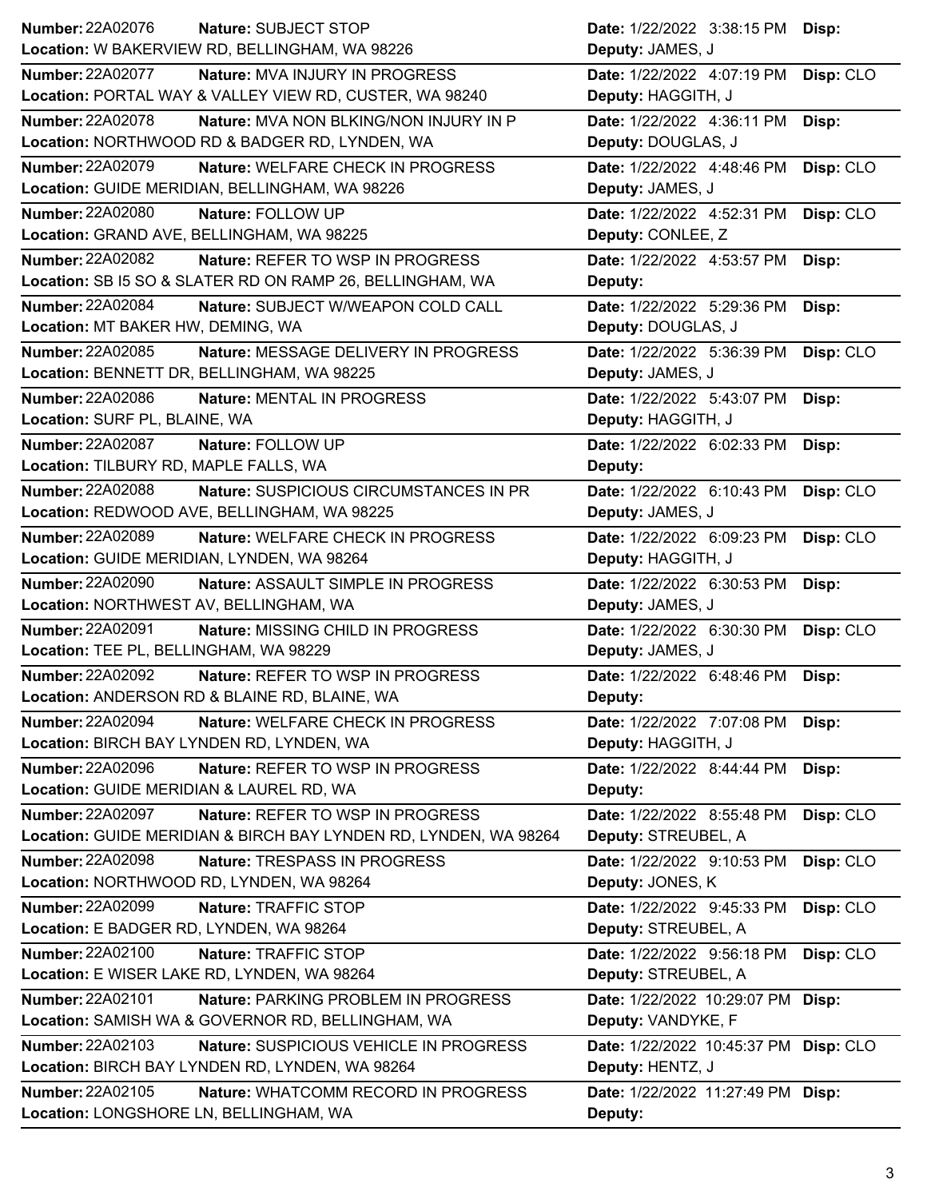**Number:** 22A02076 **Nature:** SUBJECT STOP **Date:** 1/22/2022 3:38:15 PM **Disp:**
**Location:** W BAKERVIEW RD, BELLINGHAM, WA 98226 **Deputy:** JAMES, J

**Number:** 22A02077 **Nature:** MVA INJURY IN PROGRESS **Date:** 1/22/2022 4:07:19 PM **Disp:** CLO
**Location:** PORTAL WAY & VALLEY VIEW RD, CUSTER, WA 98240 **Deputy:** HAGGITH, J

**Number:** 22A02078 **Nature:** MVA NON BLKING/NON INJURY IN P **Date:** 1/22/2022 4:36:11 PM **Disp:**
**Location:** NORTHWOOD RD & BADGER RD, LYNDEN, WA **Deputy:** DOUGLAS, J

**Number:** 22A02079 **Nature:** WELFARE CHECK IN PROGRESS **Date:** 1/22/2022 4:48:46 PM **Disp:** CLO
**Location:** GUIDE MERIDIAN, BELLINGHAM, WA 98226 **Deputy:** JAMES, J

**Number:** 22A02080 **Nature:** FOLLOW UP **Date:** 1/22/2022 4:52:31 PM **Disp:** CLO
**Location:** GRAND AVE, BELLINGHAM, WA 98225 **Deputy:** CONLEE, Z

**Number:** 22A02082 **Nature:** REFER TO WSP IN PROGRESS **Date:** 1/22/2022 4:53:57 PM **Disp:**
**Location:** SB I5 SO & SLATER RD ON RAMP 26, BELLINGHAM, WA **Deputy:**

**Number:** 22A02084 **Nature:** SUBJECT W/WEAPON COLD CALL **Date:** 1/22/2022 5:29:36 PM **Disp:**
**Location:** MT BAKER HW, DEMING, WA **Deputy:** DOUGLAS, J

**Number:** 22A02085 **Nature:** MESSAGE DELIVERY IN PROGRESS **Date:** 1/22/2022 5:36:39 PM **Disp:** CLO
**Location:** BENNETT DR, BELLINGHAM, WA 98225 **Deputy:** JAMES, J

**Number:** 22A02086 **Nature:** MENTAL IN PROGRESS **Date:** 1/22/2022 5:43:07 PM **Disp:**
**Location:** SURF PL, BLAINE, WA **Deputy:** HAGGITH, J

**Number:** 22A02087 **Nature:** FOLLOW UP **Date:** 1/22/2022 6:02:33 PM **Disp:**
**Location:** TILBURY RD, MAPLE FALLS, WA **Deputy:**

**Number:** 22A02088 **Nature:** SUSPICIOUS CIRCUMSTANCES IN PR **Date:** 1/22/2022 6:10:43 PM **Disp:** CLO
**Location:** REDWOOD AVE, BELLINGHAM, WA 98225 **Deputy:** JAMES, J

**Number:** 22A02089 **Nature:** WELFARE CHECK IN PROGRESS **Date:** 1/22/2022 6:09:23 PM **Disp:** CLO
**Location:** GUIDE MERIDIAN, LYNDEN, WA 98264 **Deputy:** HAGGITH, J

**Number:** 22A02090 **Nature:** ASSAULT SIMPLE IN PROGRESS **Date:** 1/22/2022 6:30:53 PM **Disp:**
**Location:** NORTHWEST AV, BELLINGHAM, WA **Deputy:** JAMES, J

**Number:** 22A02091 **Nature:** MISSING CHILD IN PROGRESS **Date:** 1/22/2022 6:30:30 PM **Disp:** CLO
**Location:** TEE PL, BELLINGHAM, WA 98229 **Deputy:** JAMES, J

**Number:** 22A02092 **Nature:** REFER TO WSP IN PROGRESS **Date:** 1/22/2022 6:48:46 PM **Disp:**
**Location:** ANDERSON RD & BLAINE RD, BLAINE, WA **Deputy:**

**Number:** 22A02094 **Nature:** WELFARE CHECK IN PROGRESS **Date:** 1/22/2022 7:07:08 PM **Disp:**
**Location:** BIRCH BAY LYNDEN RD, LYNDEN, WA **Deputy:** HAGGITH, J

**Number:** 22A02096 **Nature:** REFER TO WSP IN PROGRESS **Date:** 1/22/2022 8:44:44 PM **Disp:**
**Location:** GUIDE MERIDIAN & LAUREL RD, WA **Deputy:**

**Number:** 22A02097 **Nature:** REFER TO WSP IN PROGRESS **Date:** 1/22/2022 8:55:48 PM **Disp:** CLO
**Location:** GUIDE MERIDIAN & BIRCH BAY LYNDEN RD, LYNDEN, WA 98264 **Deputy:** STREUBEL, A

**Number:** 22A02098 **Nature:** TRESPASS IN PROGRESS **Date:** 1/22/2022 9:10:53 PM **Disp:** CLO
**Location:** NORTHWOOD RD, LYNDEN, WA 98264 **Deputy:** JONES, K

**Number:** 22A02099 **Nature:** TRAFFIC STOP **Date:** 1/22/2022 9:45:33 PM **Disp:** CLO
**Location:** E BADGER RD, LYNDEN, WA 98264 **Deputy:** STREUBEL, A

**Number:** 22A02100 **Nature:** TRAFFIC STOP **Date:** 1/22/2022 9:56:18 PM **Disp:** CLO
**Location:** E WISER LAKE RD, LYNDEN, WA 98264 **Deputy:** STREUBEL, A

**Number:** 22A02101 **Nature:** PARKING PROBLEM IN PROGRESS **Date:** 1/22/2022 10:29:07 PM **Disp:**
**Location:** SAMISH WA & GOVERNOR RD, BELLINGHAM, WA **Deputy:** VANDYKE, F

**Number:** 22A02103 **Nature:** SUSPICIOUS VEHICLE IN PROGRESS **Date:** 1/22/2022 10:45:37 PM **Disp:** CLO
**Location:** BIRCH BAY LYNDEN RD, LYNDEN, WA 98264 **Deputy:** HENTZ, J

**Number:** 22A02105 **Nature:** WHATCOMM RECORD IN PROGRESS **Date:** 1/22/2022 11:27:49 PM **Disp:**
**Location:** LONGSHORE LN, BELLINGHAM, WA **Deputy:**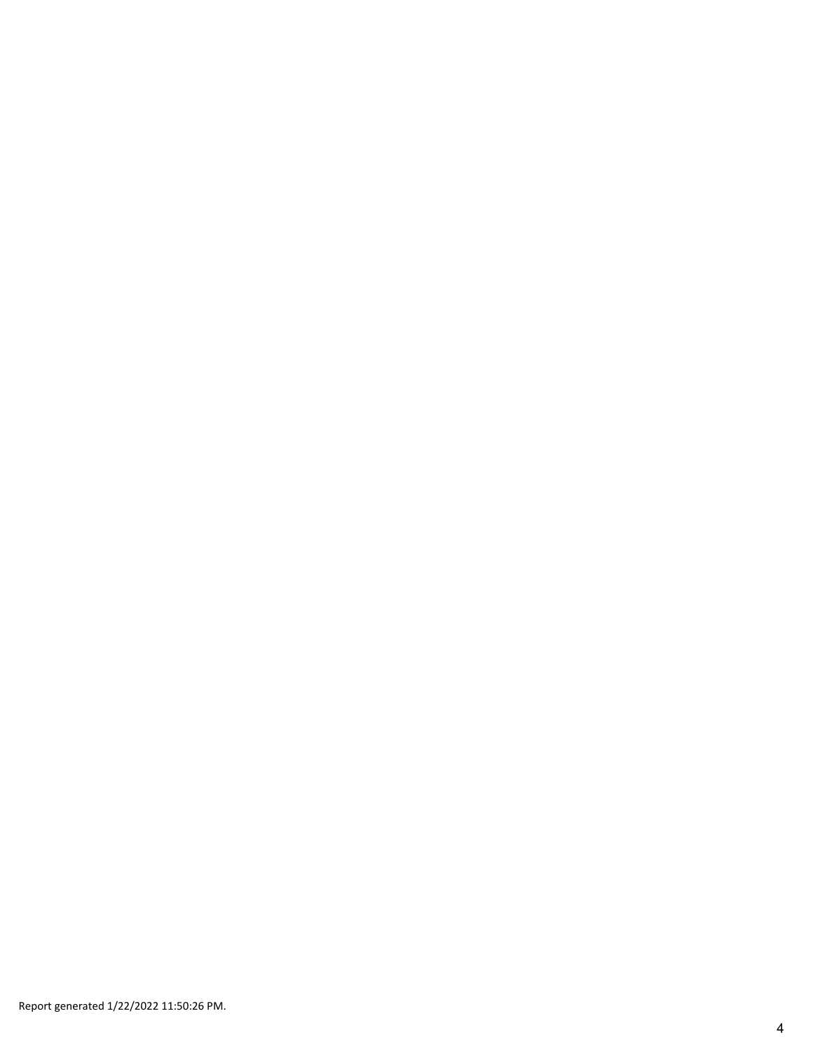Report generated 1/22/2022 11:50:26 PM.